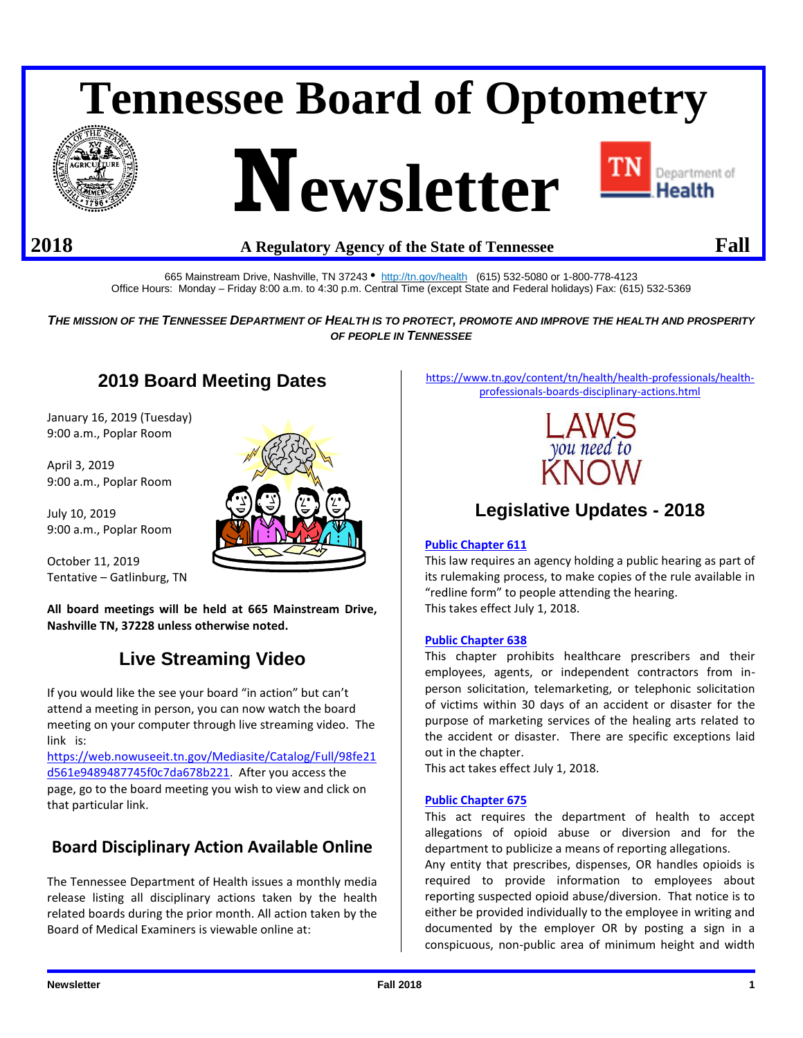# Tennessee Board of Optometry Newsletter

**2018** — **A Regulatory Agency of the State of Tennessee** — **Fall**

665 Mainstream Drive, Nashville, TN 37243 • http://tn.gov/health (615) 532-5080 or 1-800-778-4123
Office Hours: Monday – Friday 8:00 a.m. to 4:30 p.m. Central Time (except State and Federal holidays) Fax: (615) 532-5369

***THE MISSION OF THE TENNESSEE DEPARTMENT OF HEALTH IS TO PROTECT, PROMOTE AND IMPROVE THE HEALTH AND PROSPERITY OF PEOPLE IN TENNESSEE***

## 2019 Board Meeting Dates

January 16, 2019 (Tuesday)
9:00 a.m., Poplar Room

April 3, 2019
9:00 a.m., Poplar Room

July 10, 2019
9:00 a.m., Poplar Room

October 11, 2019
Tentative – Gatlinburg, TN

**All board meetings will be held at 665 Mainstream Drive, Nashville TN, 37228 unless otherwise noted.**

## Live Streaming Video

If you would like the see your board "in action" but can't attend a meeting in person, you can now watch the board meeting on your computer through live streaming video. The link is: https://web.nowuseeit.tn.gov/Mediasite/Catalog/Full/98fe21d561e9489487745f0c7da678b221. After you access the page, go to the board meeting you wish to view and click on that particular link.

## Board Disciplinary Action Available Online

The Tennessee Department of Health issues a monthly media release listing all disciplinary actions taken by the health related boards during the prior month. All action taken by the Board of Medical Examiners is viewable online at:

https://www.tn.gov/content/tn/health/health-professionals/health-professionals-boards-disciplinary-actions.html

LAWS *you need to* KNOW

## Legislative Updates - 2018

**Public Chapter 611**
This law requires an agency holding a public hearing as part of its rulemaking process, to make copies of the rule available in "redline form" to people attending the hearing.
This takes effect July 1, 2018.

**Public Chapter 638**
This chapter prohibits healthcare prescribers and their employees, agents, or independent contractors from in-person solicitation, telemarketing, or telephonic solicitation of victims within 30 days of an accident or disaster for the purpose of marketing services of the healing arts related to the accident or disaster. There are specific exceptions laid out in the chapter.
This act takes effect July 1, 2018.

**Public Chapter 675**
This act requires the department of health to accept allegations of opioid abuse or diversion and for the department to publicize a means of reporting allegations.
Any entity that prescribes, dispenses, OR handles opioids is required to provide information to employees about reporting suspected opioid abuse/diversion. That notice is to either be provided individually to the employee in writing and documented by the employer OR by posting a sign in a conspicuous, non-public area of minimum height and width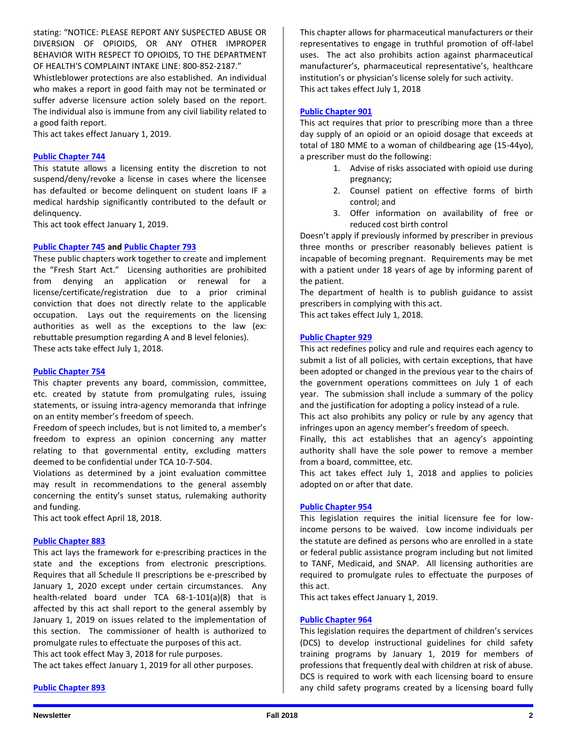stating: "NOTICE: PLEASE REPORT ANY SUSPECTED ABUSE OR DIVERSION OF OPIOIDS, OR ANY OTHER IMPROPER BEHAVIOR WITH RESPECT TO OPIOIDS, TO THE DEPARTMENT OF HEALTH'S COMPLAINT INTAKE LINE: 800-852-2187."

Whistleblower protections are also established. An individual who makes a report in good faith may not be terminated or suffer adverse licensure action solely based on the report. The individual also is immune from any civil liability related to a good faith report.

This act takes effect January 1, 2019.

**Public Chapter 744**

This statute allows a licensing entity the discretion to not suspend/deny/revoke a license in cases where the licensee has defaulted or become delinquent on student loans IF a medical hardship significantly contributed to the default or delinquency.

This act took effect January 1, 2019.

**Public Chapter 745 and Public Chapter 793**

These public chapters work together to create and implement the "Fresh Start Act." Licensing authorities are prohibited from denying an application or renewal for a license/certificate/registration due to a prior criminal conviction that does not directly relate to the applicable occupation. Lays out the requirements on the licensing authorities as well as the exceptions to the law (ex: rebuttable presumption regarding A and B level felonies).

These acts take effect July 1, 2018.

**Public Chapter 754**

This chapter prevents any board, commission, committee, etc. created by statute from promulgating rules, issuing statements, or issuing intra-agency memoranda that infringe on an entity member's freedom of speech.

Freedom of speech includes, but is not limited to, a member's freedom to express an opinion concerning any matter relating to that governmental entity, excluding matters deemed to be confidential under TCA 10-7-504.

Violations as determined by a joint evaluation committee may result in recommendations to the general assembly concerning the entity's sunset status, rulemaking authority and funding.

This act took effect April 18, 2018.

**Public Chapter 883**

This act lays the framework for e-prescribing practices in the state and the exceptions from electronic prescriptions. Requires that all Schedule II prescriptions be e-prescribed by January 1, 2020 except under certain circumstances. Any health-related board under TCA 68-1-101(a)(8) that is affected by this act shall report to the general assembly by January 1, 2019 on issues related to the implementation of this section. The commissioner of health is authorized to promulgate rules to effectuate the purposes of this act.

This act took effect May 3, 2018 for rule purposes.

The act takes effect January 1, 2019 for all other purposes.

**Public Chapter 893**

This chapter allows for pharmaceutical manufacturers or their representatives to engage in truthful promotion of off-label uses. The act also prohibits action against pharmaceutical manufacturer's, pharmaceutical representative's, healthcare institution's or physician's license solely for such activity.

This act takes effect July 1, 2018

**Public Chapter 901**

This act requires that prior to prescribing more than a three day supply of an opioid or an opioid dosage that exceeds at total of 180 MME to a woman of childbearing age (15-44yo), a prescriber must do the following:

1. Advise of risks associated with opioid use during pregnancy;
2. Counsel patient on effective forms of birth control; and
3. Offer information on availability of free or reduced cost birth control

Doesn't apply if previously informed by prescriber in previous three months or prescriber reasonably believes patient is incapable of becoming pregnant. Requirements may be met with a patient under 18 years of age by informing parent of the patient.

The department of health is to publish guidance to assist prescribers in complying with this act.

This act takes effect July 1, 2018.

**Public Chapter 929**

This act redefines policy and rule and requires each agency to submit a list of all policies, with certain exceptions, that have been adopted or changed in the previous year to the chairs of the government operations committees on July 1 of each year. The submission shall include a summary of the policy and the justification for adopting a policy instead of a rule.

This act also prohibits any policy or rule by any agency that infringes upon an agency member's freedom of speech.

Finally, this act establishes that an agency's appointing authority shall have the sole power to remove a member from a board, committee, etc.

This act takes effect July 1, 2018 and applies to policies adopted on or after that date.

**Public Chapter 954**

This legislation requires the initial licensure fee for low-income persons to be waived. Low income individuals per the statute are defined as persons who are enrolled in a state or federal public assistance program including but not limited to TANF, Medicaid, and SNAP. All licensing authorities are required to promulgate rules to effectuate the purposes of this act.

This act takes effect January 1, 2019.

**Public Chapter 964**

This legislation requires the department of children's services (DCS) to develop instructional guidelines for child safety training programs by January 1, 2019 for members of professions that frequently deal with children at risk of abuse. DCS is required to work with each licensing board to ensure any child safety programs created by a licensing board fully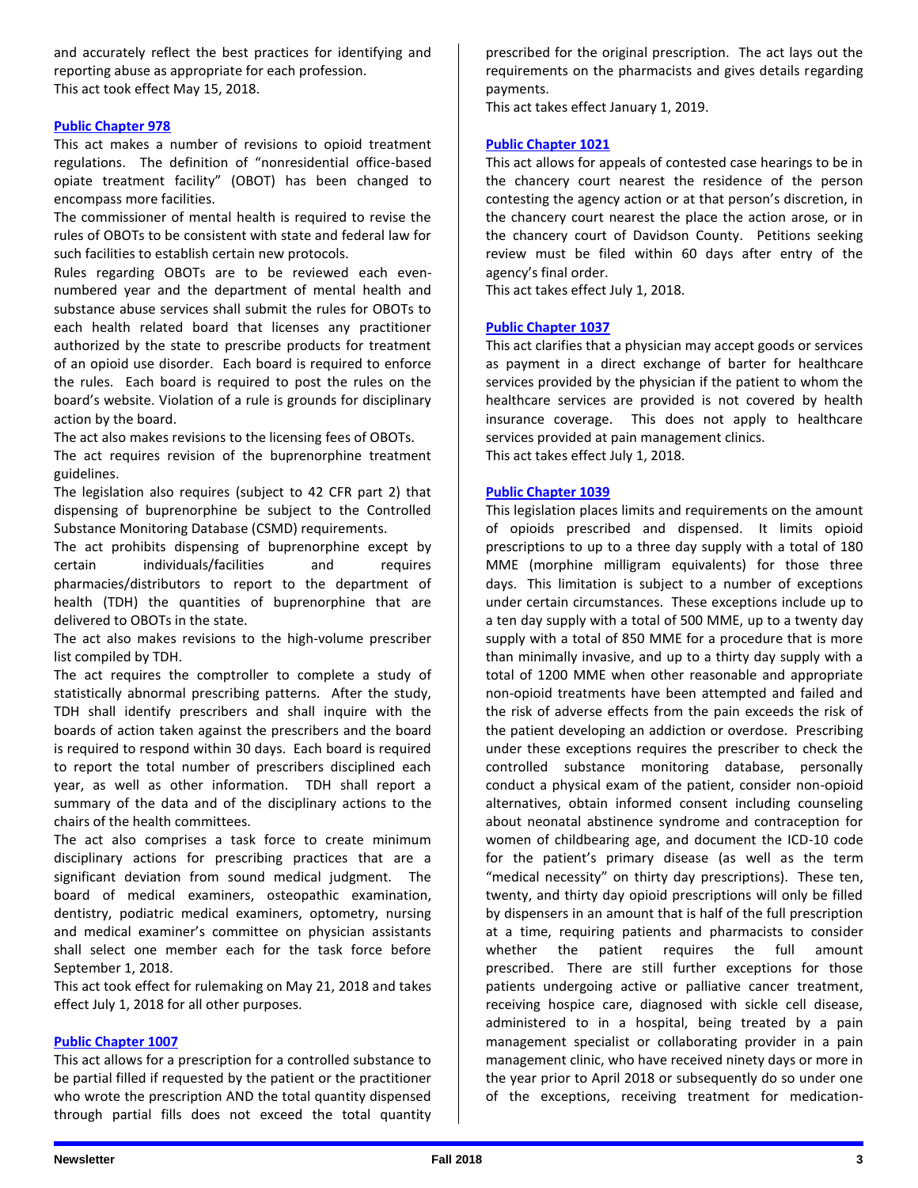and accurately reflect the best practices for identifying and reporting abuse as appropriate for each profession.
This act took effect May 15, 2018.

### Public Chapter 978

This act makes a number of revisions to opioid treatment regulations. The definition of "nonresidential office-based opiate treatment facility" (OBOT) has been changed to encompass more facilities.

The commissioner of mental health is required to revise the rules of OBOTs to be consistent with state and federal law for such facilities to establish certain new protocols.

Rules regarding OBOTs are to be reviewed each even-numbered year and the department of mental health and substance abuse services shall submit the rules for OBOTs to each health related board that licenses any practitioner authorized by the state to prescribe products for treatment of an opioid use disorder. Each board is required to enforce the rules. Each board is required to post the rules on the board's website. Violation of a rule is grounds for disciplinary action by the board.

The act also makes revisions to the licensing fees of OBOTs.

The act requires revision of the buprenorphine treatment guidelines.

The legislation also requires (subject to 42 CFR part 2) that dispensing of buprenorphine be subject to the Controlled Substance Monitoring Database (CSMD) requirements.

The act prohibits dispensing of buprenorphine except by certain individuals/facilities and requires pharmacies/distributors to report to the department of health (TDH) the quantities of buprenorphine that are delivered to OBOTs in the state.

The act also makes revisions to the high-volume prescriber list compiled by TDH.

The act requires the comptroller to complete a study of statistically abnormal prescribing patterns. After the study, TDH shall identify prescribers and shall inquire with the boards of action taken against the prescribers and the board is required to respond within 30 days. Each board is required to report the total number of prescribers disciplined each year, as well as other information. TDH shall report a summary of the data and of the disciplinary actions to the chairs of the health committees.

The act also comprises a task force to create minimum disciplinary actions for prescribing practices that are a significant deviation from sound medical judgment. The board of medical examiners, osteopathic examination, dentistry, podiatric medical examiners, optometry, nursing and medical examiner's committee on physician assistants shall select one member each for the task force before September 1, 2018.

This act took effect for rulemaking on May 21, 2018 and takes effect July 1, 2018 for all other purposes.

### Public Chapter 1007

This act allows for a prescription for a controlled substance to be partial filled if requested by the patient or the practitioner who wrote the prescription AND the total quantity dispensed through partial fills does not exceed the total quantity prescribed for the original prescription. The act lays out the requirements on the pharmacists and gives details regarding payments.

This act takes effect January 1, 2019.

### Public Chapter 1021

This act allows for appeals of contested case hearings to be in the chancery court nearest the residence of the person contesting the agency action or at that person's discretion, in the chancery court nearest the place the action arose, or in the chancery court of Davidson County. Petitions seeking review must be filed within 60 days after entry of the agency's final order.

This act takes effect July 1, 2018.

### Public Chapter 1037

This act clarifies that a physician may accept goods or services as payment in a direct exchange of barter for healthcare services provided by the physician if the patient to whom the healthcare services are provided is not covered by health insurance coverage. This does not apply to healthcare services provided at pain management clinics.

This act takes effect July 1, 2018.

### Public Chapter 1039

This legislation places limits and requirements on the amount of opioids prescribed and dispensed. It limits opioid prescriptions to up to a three day supply with a total of 180 MME (morphine milligram equivalents) for those three days. This limitation is subject to a number of exceptions under certain circumstances. These exceptions include up to a ten day supply with a total of 500 MME, up to a twenty day supply with a total of 850 MME for a procedure that is more than minimally invasive, and up to a thirty day supply with a total of 1200 MME when other reasonable and appropriate non-opioid treatments have been attempted and failed and the risk of adverse effects from the pain exceeds the risk of the patient developing an addiction or overdose. Prescribing under these exceptions requires the prescriber to check the controlled substance monitoring database, personally conduct a physical exam of the patient, consider non-opioid alternatives, obtain informed consent including counseling about neonatal abstinence syndrome and contraception for women of childbearing age, and document the ICD-10 code for the patient's primary disease (as well as the term "medical necessity" on thirty day prescriptions). These ten, twenty, and thirty day opioid prescriptions will only be filled by dispensers in an amount that is half of the full prescription at a time, requiring patients and pharmacists to consider whether the patient requires the full amount prescribed. There are still further exceptions for those patients undergoing active or palliative cancer treatment, receiving hospice care, diagnosed with sickle cell disease, administered to in a hospital, being treated by a pain management specialist or collaborating provider in a pain management clinic, who have received ninety days or more in the year prior to April 2018 or subsequently do so under one of the exceptions, receiving treatment for medication-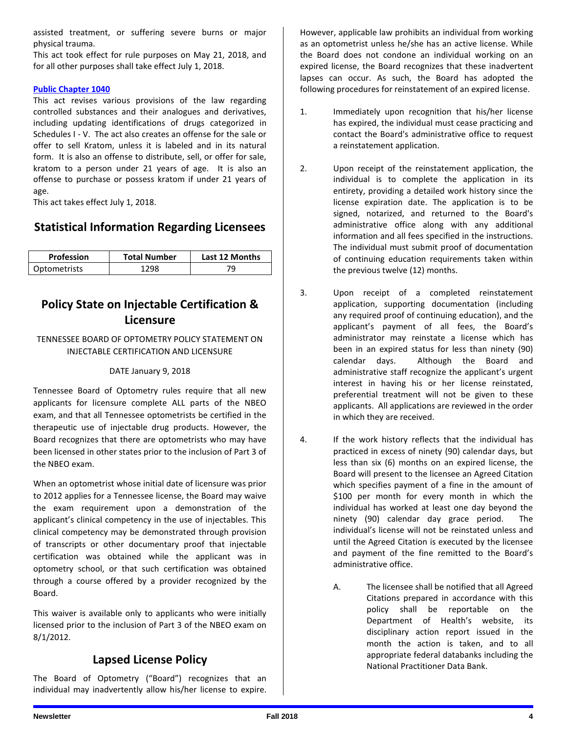assisted treatment, or suffering severe burns or major physical trauma.

This act took effect for rule purposes on May 21, 2018, and for all other purposes shall take effect July 1, 2018.

**Public Chapter 1040**

This act revises various provisions of the law regarding controlled substances and their analogues and derivatives, including updating identifications of drugs categorized in Schedules I - V. The act also creates an offense for the sale or offer to sell Kratom, unless it is labeled and in its natural form. It is also an offense to distribute, sell, or offer for sale, kratom to a person under 21 years of age. It is also an offense to purchase or possess kratom if under 21 years of age.

This act takes effect July 1, 2018.

## Statistical Information Regarding Licensees

| Profession | Total Number | Last 12 Months |
|---|---|---|
| Optometrists | 1298 | 79 |

## Policy State on Injectable Certification & Licensure

TENNESSEE BOARD OF OPTOMETRY POLICY STATEMENT ON INJECTABLE CERTIFICATION AND LICENSURE

DATE January 9, 2018

Tennessee Board of Optometry rules require that all new applicants for licensure complete ALL parts of the NBEO exam, and that all Tennessee optometrists be certified in the therapeutic use of injectable drug products. However, the Board recognizes that there are optometrists who may have been licensed in other states prior to the inclusion of Part 3 of the NBEO exam.

When an optometrist whose initial date of licensure was prior to 2012 applies for a Tennessee license, the Board may waive the exam requirement upon a demonstration of the applicant's clinical competency in the use of injectables. This clinical competency may be demonstrated through provision of transcripts or other documentary proof that injectable certification was obtained while the applicant was in optometry school, or that such certification was obtained through a course offered by a provider recognized by the Board.

This waiver is available only to applicants who were initially licensed prior to the inclusion of Part 3 of the NBEO exam on 8/1/2012.

## Lapsed License Policy

The Board of Optometry ("Board") recognizes that an individual may inadvertently allow his/her license to expire. However, applicable law prohibits an individual from working as an optometrist unless he/she has an active license. While the Board does not condone an individual working on an expired license, the Board recognizes that these inadvertent lapses can occur. As such, the Board has adopted the following procedures for reinstatement of an expired license.

1. Immediately upon recognition that his/her license has expired, the individual must cease practicing and contact the Board's administrative office to request a reinstatement application.

2. Upon receipt of the reinstatement application, the individual is to complete the application in its entirety, providing a detailed work history since the license expiration date. The application is to be signed, notarized, and returned to the Board's administrative office along with any additional information and all fees specified in the instructions. The individual must submit proof of documentation of continuing education requirements taken within the previous twelve (12) months.

3. Upon receipt of a completed reinstatement application, supporting documentation (including any required proof of continuing education), and the applicant's payment of all fees, the Board's administrator may reinstate a license which has been in an expired status for less than ninety (90) calendar days. Although the Board and administrative staff recognize the applicant's urgent interest in having his or her license reinstated, preferential treatment will not be given to these applicants. All applications are reviewed in the order in which they are received.

4. If the work history reflects that the individual has practiced in excess of ninety (90) calendar days, but less than six (6) months on an expired license, the Board will present to the licensee an Agreed Citation which specifies payment of a fine in the amount of $100 per month for every month in which the individual has worked at least one day beyond the ninety (90) calendar day grace period. The individual's license will not be reinstated unless and until the Agreed Citation is executed by the licensee and payment of the fine remitted to the Board's administrative office.

    A. The licensee shall be notified that all Agreed Citations prepared in accordance with this policy shall be reportable on the Department of Health's website, its disciplinary action report issued in the month the action is taken, and to all appropriate federal databanks including the National Practitioner Data Bank.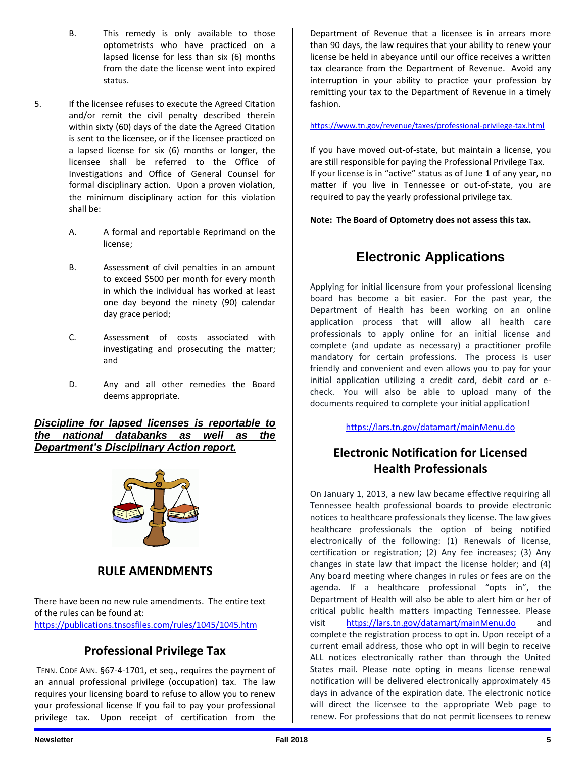B. This remedy is only available to those optometrists who have practiced on a lapsed license for less than six (6) months from the date the license went into expired status.

5. If the licensee refuses to execute the Agreed Citation and/or remit the civil penalty described therein within sixty (60) days of the date the Agreed Citation is sent to the licensee, or if the licensee practiced on a lapsed license for six (6) months or longer, the licensee shall be referred to the Office of Investigations and Office of General Counsel for formal disciplinary action. Upon a proven violation, the minimum disciplinary action for this violation shall be:

   A. A formal and reportable Reprimand on the license;

   B. Assessment of civil penalties in an amount to exceed $500 per month for every month in which the individual has worked at least one day beyond the ninety (90) calendar day grace period;

   C. Assessment of costs associated with investigating and prosecuting the matter; and

   D. Any and all other remedies the Board deems appropriate.

***Discipline for lapsed licenses is reportable to the national databanks as well as the Department's Disciplinary Action report.***

## RULE AMENDMENTS

There have been no new rule amendments. The entire text of the rules can be found at:
https://publications.tnsosfiles.com/rules/1045/1045.htm

## Professional Privilege Tax

TENN. CODE ANN. §67-4-1701, et seq., requires the payment of an annual professional privilege (occupation) tax. The law requires your licensing board to refuse to allow you to renew your professional license If you fail to pay your professional privilege tax. Upon receipt of certification from the Department of Revenue that a licensee is in arrears more than 90 days, the law requires that your ability to renew your license be held in abeyance until our office receives a written tax clearance from the Department of Revenue. Avoid any interruption in your ability to practice your profession by remitting your tax to the Department of Revenue in a timely fashion.

https://www.tn.gov/revenue/taxes/professional-privilege-tax.html

If you have moved out-of-state, but maintain a license, you are still responsible for paying the Professional Privilege Tax. If your license is in "active" status as of June 1 of any year, no matter if you live in Tennessee or out-of-state, you are required to pay the yearly professional privilege tax.

**Note: The Board of Optometry does not assess this tax.**

## Electronic Applications

Applying for initial licensure from your professional licensing board has become a bit easier. For the past year, the Department of Health has been working on an online application process that will allow all health care professionals to apply online for an initial license and complete (and update as necessary) a practitioner profile mandatory for certain professions. The process is user friendly and convenient and even allows you to pay for your initial application utilizing a credit card, debit card or e-check. You will also be able to upload many of the documents required to complete your initial application!

https://lars.tn.gov/datamart/mainMenu.do

## Electronic Notification for Licensed Health Professionals

On January 1, 2013, a new law became effective requiring all Tennessee health professional boards to provide electronic notices to healthcare professionals they license. The law gives healthcare professionals the option of being notified electronically of the following: (1) Renewals of license, certification or registration; (2) Any fee increases; (3) Any changes in state law that impact the license holder; and (4) Any board meeting where changes in rules or fees are on the agenda. If a healthcare professional "opts in", the Department of Health will also be able to alert him or her of critical public health matters impacting Tennessee. Please visit https://lars.tn.gov/datamart/mainMenu.do and complete the registration process to opt in. Upon receipt of a current email address, those who opt in will begin to receive ALL notices electronically rather than through the United States mail. Please note opting in means license renewal notification will be delivered electronically approximately 45 days in advance of the expiration date. The electronic notice will direct the licensee to the appropriate Web page to renew. For professions that do not permit licensees to renew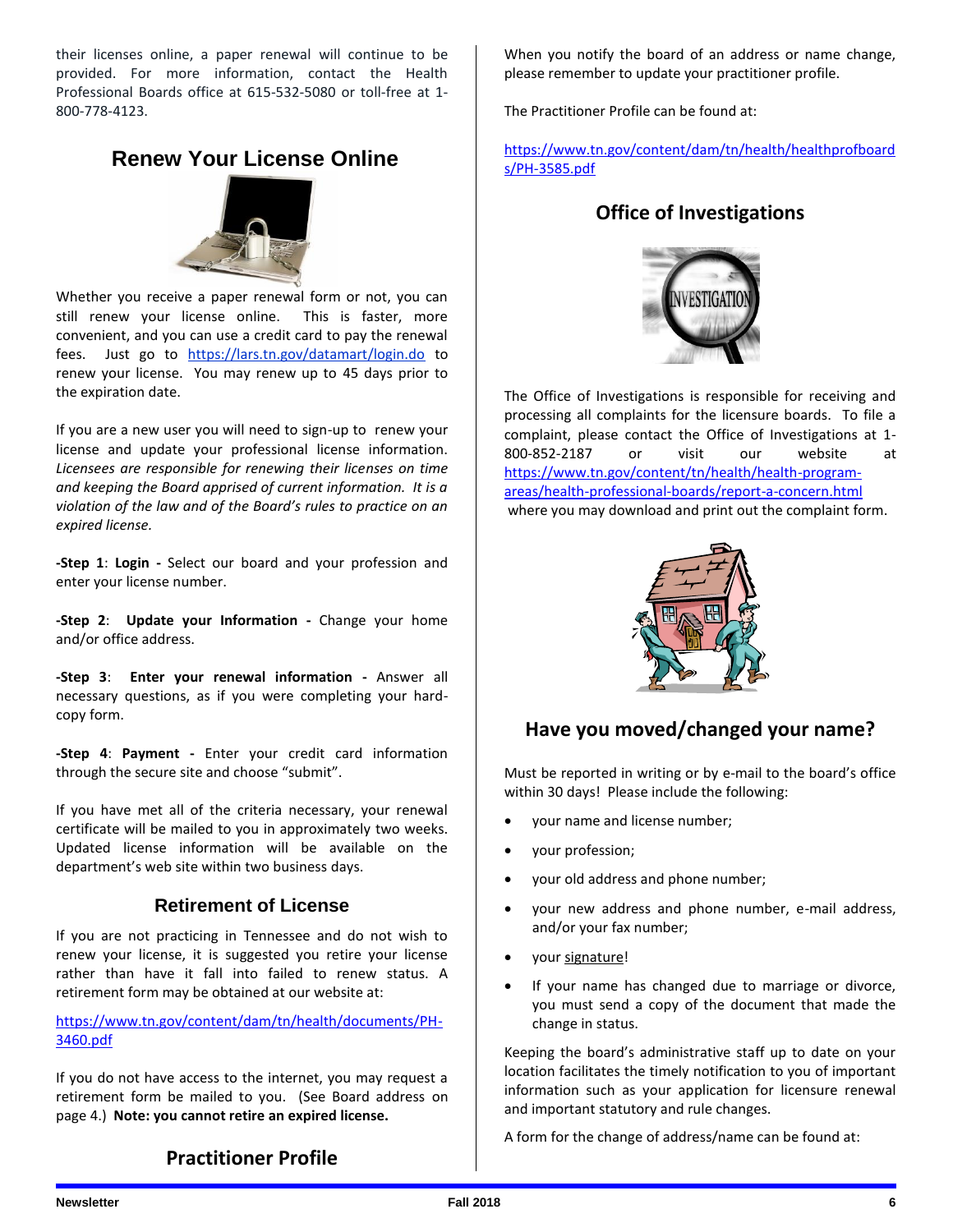their licenses online, a paper renewal will continue to be provided. For more information, contact the Health Professional Boards office at 615-532-5080 or toll-free at 1-800-778-4123.

## Renew Your License Online

Whether you receive a paper renewal form or not, you can still renew your license online. This is faster, more convenient, and you can use a credit card to pay the renewal fees. Just go to https://lars.tn.gov/datamart/login.do to renew your license. You may renew up to 45 days prior to the expiration date.

If you are a new user you will need to sign-up to renew your license and update your professional license information. *Licensees are responsible for renewing their licenses on time and keeping the Board apprised of current information. It is a violation of the law and of the Board's rules to practice on an expired license.*

**-Step 1**: **Login -** Select our board and your profession and enter your license number.

**-Step 2**: **Update your Information -** Change your home and/or office address.

**-Step 3**: **Enter your renewal information -** Answer all necessary questions, as if you were completing your hard-copy form.

**-Step 4**: **Payment -** Enter your credit card information through the secure site and choose "submit".

If you have met all of the criteria necessary, your renewal certificate will be mailed to you in approximately two weeks. Updated license information will be available on the department's web site within two business days.

### Retirement of License

If you are not practicing in Tennessee and do not wish to renew your license, it is suggested you retire your license rather than have it fall into failed to renew status. A retirement form may be obtained at our website at:

https://www.tn.gov/content/dam/tn/health/documents/PH-3460.pdf

If you do not have access to the internet, you may request a retirement form be mailed to you. (See Board address on page 4.) **Note: you cannot retire an expired license.**

## Practitioner Profile

When you notify the board of an address or name change, please remember to update your practitioner profile.

The Practitioner Profile can be found at:

https://www.tn.gov/content/dam/tn/health/healthprofboards/PH-3585.pdf

## Office of Investigations

The Office of Investigations is responsible for receiving and processing all complaints for the licensure boards. To file a complaint, please contact the Office of Investigations at 1-800-852-2187 or visit our website at https://www.tn.gov/content/tn/health/health-program-areas/health-professional-boards/report-a-concern.html where you may download and print out the complaint form.

## Have you moved/changed your name?

Must be reported in writing or by e-mail to the board's office within 30 days! Please include the following:

- your name and license number;
- your profession;
- your old address and phone number;
- your new address and phone number, e-mail address, and/or your fax number;
- your signature!
- If your name has changed due to marriage or divorce, you must send a copy of the document that made the change in status.

Keeping the board's administrative staff up to date on your location facilitates the timely notification to you of important information such as your application for licensure renewal and important statutory and rule changes.

A form for the change of address/name can be found at: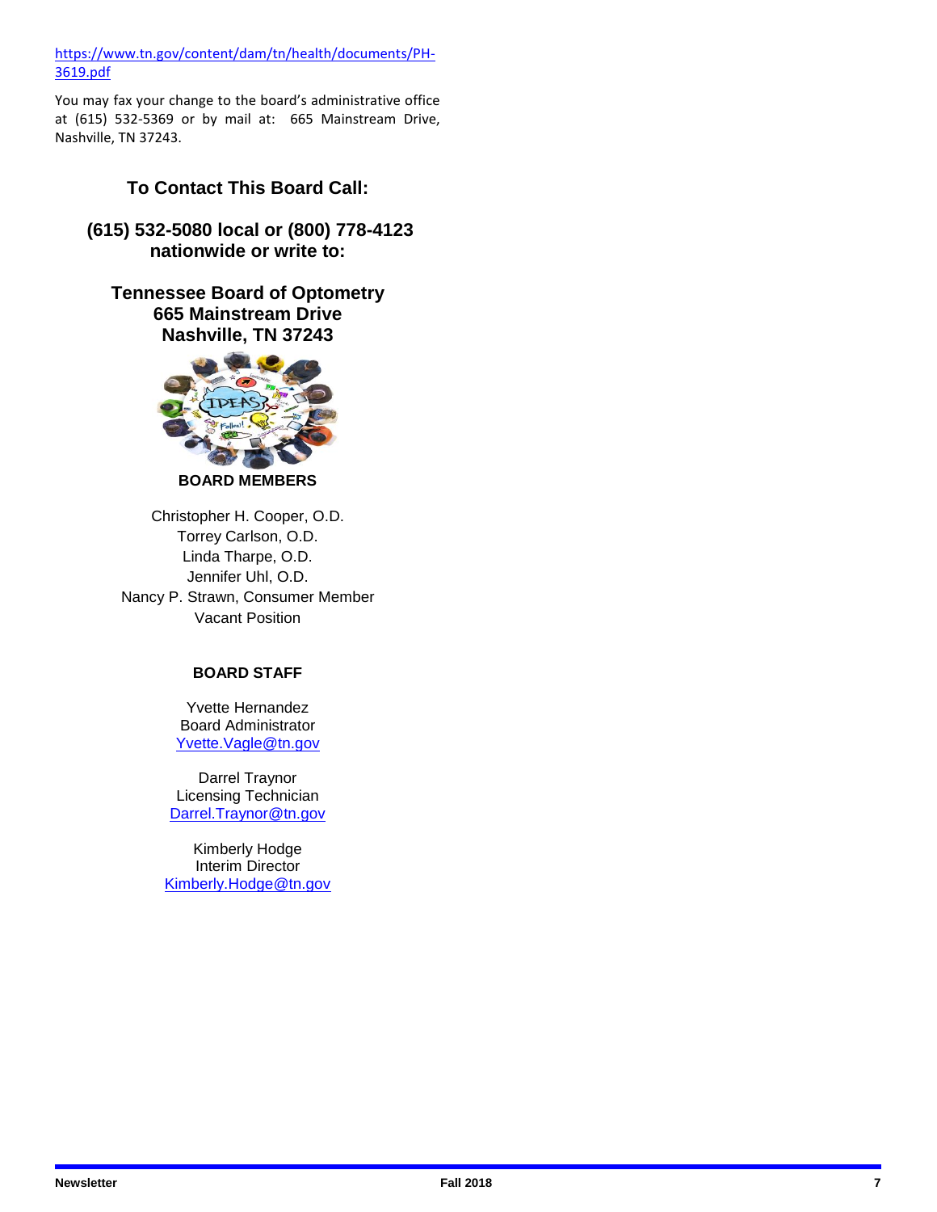https://www.tn.gov/content/dam/tn/health/documents/PH-3619.pdf

You may fax your change to the board's administrative office at (615) 532-5369 or by mail at: 665 Mainstream Drive, Nashville, TN 37243.

## To Contact This Board Call:

**(615) 532-5080 local or (800) 778-4123 nationwide or write to:**

**Tennessee Board of Optometry**
**665 Mainstream Drive**
**Nashville, TN 37243**

### BOARD MEMBERS

Christopher H. Cooper, O.D.
Torrey Carlson, O.D.
Linda Tharpe, O.D.
Jennifer Uhl, O.D.
Nancy P. Strawn, Consumer Member
Vacant Position

### BOARD STAFF

Yvette Hernandez
Board Administrator
Yvette.Vagle@tn.gov

Darrel Traynor
Licensing Technician
Darrel.Traynor@tn.gov

Kimberly Hodge
Interim Director
Kimberly.Hodge@tn.gov